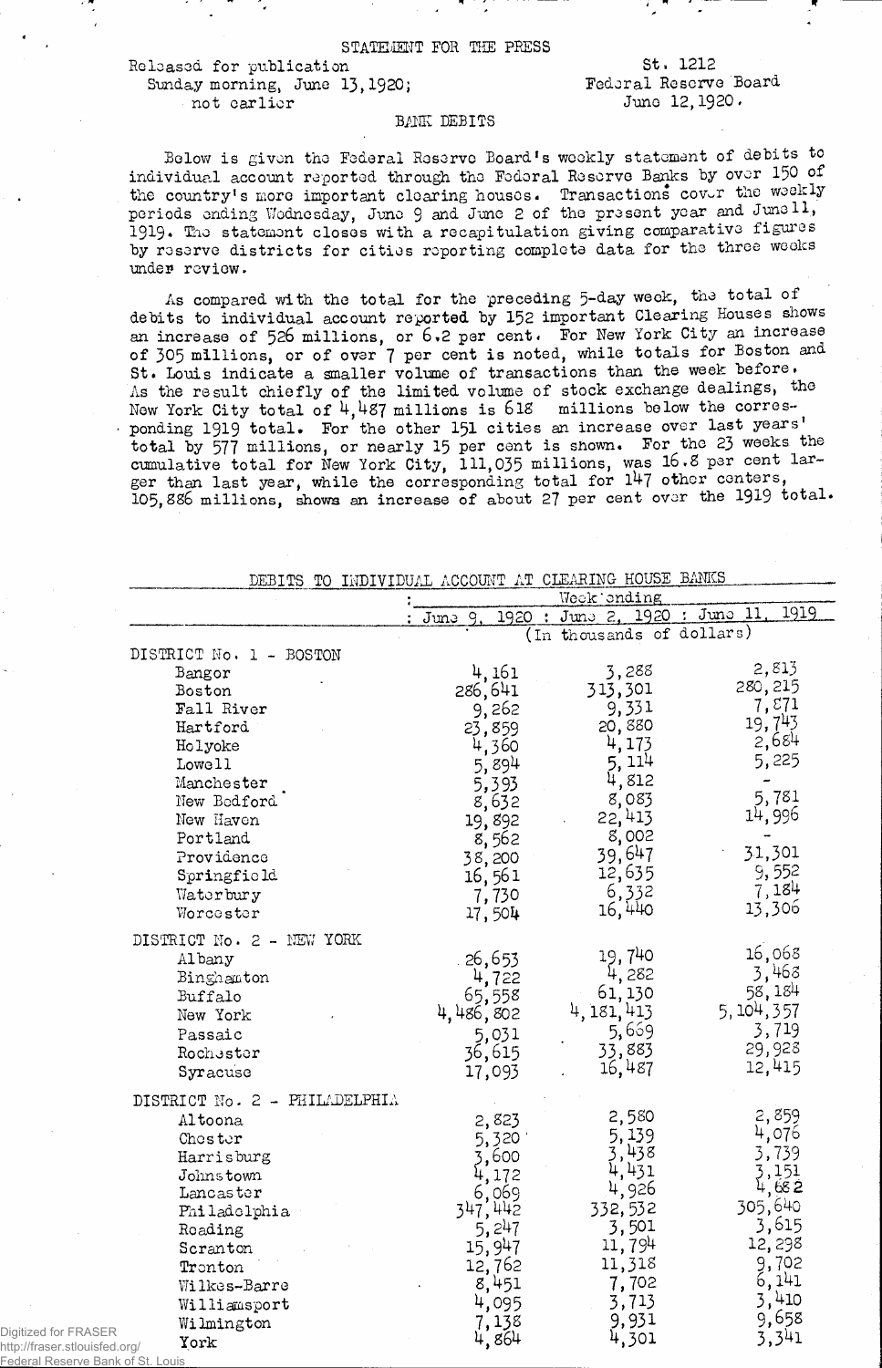STATEMENT FOR THE PRESS

Released for publication
Sunday morning, June 13, 1920;
not earlier

St. 1212
Federal Reserve Board
June 12, 1920.

BANK DEBITS

Below is given the Federal Reserve Board's weekly statement of debits to individual account reported through the Federal Reserve Banks by over 150 of the country's more important clearing houses. Transactions cover the weekly periods ending Wednesday, June 9 and June 2 of the present year and June 11, 1919. The statement closes with a recapitulation giving comparative figures by reserve districts for cities reporting complete data for the three weeks under review.

As compared with the total for the preceding 5-day week, the total of debits to individual account reported by 152 important Clearing Houses shows an increase of 526 millions, or 6.2 per cent. For New York City an increase of 305 millions, or of over 7 per cent is noted, while totals for Boston and St. Louis indicate a smaller volume of transactions than the week before. As the result chiefly of the limited volume of stock exchange dealings, the New York City total of 4,487 millions is 618 millions below the corresponding 1919 total. For the other 151 cities an increase over last years' total by 577 millions, or nearly 15 per cent is shown. For the 23 weeks the cumulative total for New York City, 111,035 millions, was 16.8 per cent larger than last year, while the corresponding total for 147 other centers, 105,886 millions, shows an increase of about 27 per cent over the 1919 total.

DEBITS TO INDIVIDUAL ACCOUNT AT CLEARING HOUSE BANKS

| | Week ending | | |
|---|---|---|---|
| | June 9, 1920 | June 2, 1920 | June 11, 1919 |
| | (In thousands of dollars) | | |
| **DISTRICT No. 1 - BOSTON** | | | |
| Bangor | 4,161 | 3,288 | 2,813 |
| Boston | 286,641 | 313,301 | 280,215 |
| Fall River | 9,262 | 9,331 | 7,871 |
| Hartford | 23,859 | 20,880 | 19,743 |
| Holyoke | 4,360 | 4,173 | 2,684 |
| Lowell | 5,894 | 5,114 | 5,225 |
| Manchester | 5,393 | 4,812 | - |
| New Bedford | 8,632 | 8,083 | 5,781 |
| New Haven | 19,892 | 22,413 | 14,996 |
| Portland | 8,562 | 8,002 | - |
| Providence | 38,200 | 39,647 | 31,301 |
| Springfield | 16,561 | 12,635 | 9,552 |
| Waterbury | 7,730 | 6,332 | 7,184 |
| Worcester | 17,504 | 16,440 | 13,306 |
| **DISTRICT No. 2 - NEW YORK** | | | |
| Albany | 26,653 | 19,740 | 16,068 |
| Binghamton | 4,722 | 4,282 | 3,468 |
| Buffalo | 65,558 | 61,130 | 58,184 |
| New York | 4,486,802 | 4,181,413 | 5,104,357 |
| Passaic | 5,031 | 5,669 | 3,719 |
| Rochester | 36,615 | 33,883 | 29,928 |
| Syracuse | 17,093 | 16,487 | 12,415 |
| **DISTRICT No. 2 - PHILADELPHIA** | | | |
| Altoona | 2,823 | 2,580 | 2,859 |
| Chester | 5,320 | 5,139 | 4,076 |
| Harrisburg | 3,600 | 3,438 | 3,739 |
| Johnstown | 4,172 | 4,431 | 3,151 |
| Lancaster | 6,069 | 4,926 | 4,682 |
| Philadelphia | 347,442 | 332,532 | 305,640 |
| Reading | 5,247 | 3,501 | 3,615 |
| Scranton | 15,947 | 11,794 | 12,298 |
| Trenton | 12,762 | 11,318 | 9,702 |
| Wilkes-Barre | 8,451 | 7,702 | 6,141 |
| Williamsport | 4,095 | 3,713 | 3,410 |
| Wilmington | 7,138 | 9,931 | 9,658 |
| York | 4,864 | 4,301 | 3,341 |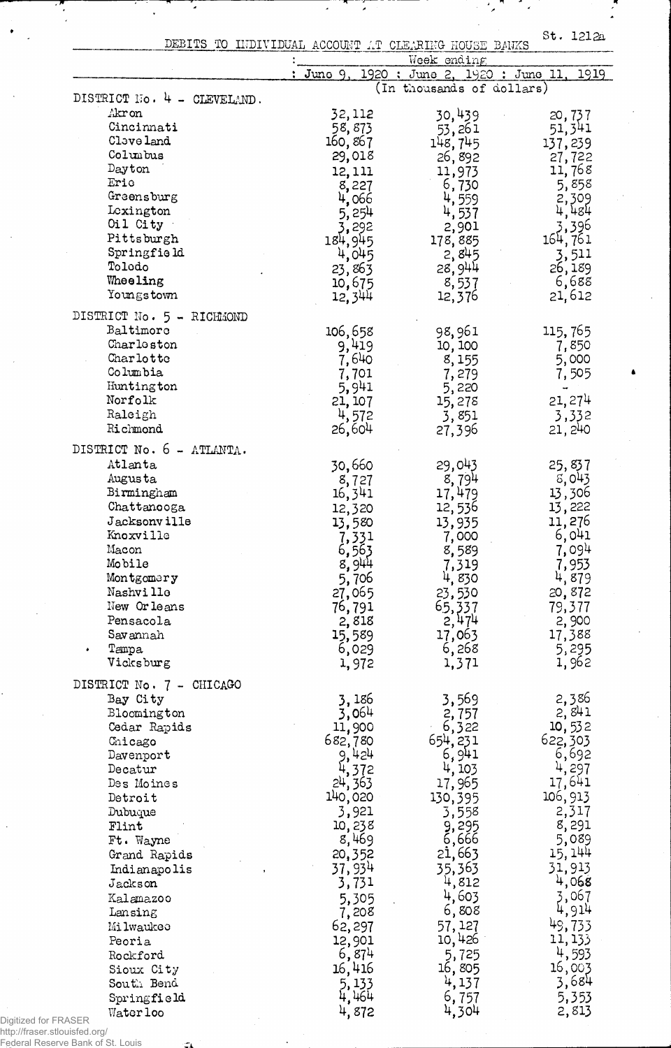St. 1212a

DEBITS TO INDIVIDUAL ACCOUNT AT CLEARING HOUSE BANKS

| | Week ending | | |
|---|---|---|---|
| | June 9, 1920 | June 2, 1920 | June 11, 1919 |
| | (In thousands of dollars) | | |
| **DISTRICT No. 4 - CLEVELAND.** | | | |
| Akron | 32,112 | 30,439 | 20,737 |
| Cincinnati | 58,873 | 53,261 | 51,341 |
| Cleveland | 160,867 | 148,745 | 137,239 |
| Columbus | 29,018 | 26,892 | 27,722 |
| Dayton | 12,111 | 11,973 | 11,768 |
| Erie | 8,227 | 6,730 | 5,858 |
| Greensburg | 4,066 | 4,559 | 2,309 |
| Lexington | 5,254 | 4,537 | 4,484 |
| Oil City | 3,292 | 2,901 | 3,396 |
| Pittsburgh | 184,945 | 178,885 | 164,761 |
| Springfield | 4,045 | 2,845 | 3,511 |
| Toledo | 23,863 | 28,944 | 26,189 |
| Wheeling | 10,675 | 8,537 | 6,688 |
| Youngstown | 12,344 | 12,376 | 21,612 |
| **DISTRICT No. 5 - RICHMOND** | | | |
| Baltimore | 106,658 | 98,961 | 115,765 |
| Charleston | 9,419 | 10,100 | 7,850 |
| Charlotte | 7,640 | 8,155 | 5,000 |
| Columbia | 7,701 | 7,279 | 7,505 |
| Huntington | 5,941 | 5,220 | - |
| Norfolk | 21,107 | 15,278 | 21,274 |
| Raleigh | 4,572 | 3,851 | 3,332 |
| Richmond | 26,604 | 27,396 | 21,240 |
| **DISTRICT No. 6 - ATLANTA.** | | | |
| Atlanta | 30,660 | 29,043 | 25,837 |
| Augusta | 8,727 | 8,794 | 8,043 |
| Birmingham | 16,341 | 17,479 | 13,306 |
| Chattanooga | 12,320 | 12,536 | 13,222 |
| Jacksonville | 13,580 | 13,935 | 11,276 |
| Knoxville | 7,331 | 7,000 | 6,041 |
| Macon | 6,563 | 8,589 | 7,094 |
| Mobile | 8,944 | 7,319 | 7,953 |
| Montgomery | 5,706 | 4,830 | 4,879 |
| Nashville | 27,065 | 23,530 | 20,872 |
| New Orleans | 76,791 | 65,337 | 79,377 |
| Pensacola | 2,818 | 2,474 | 2,900 |
| Savannah | 15,589 | 17,063 | 17,388 |
| Tampa | 6,029 | 6,268 | 5,295 |
| Vicksburg | 1,972 | 1,371 | 1,962 |
| **DISTRICT No. 7 - CHICAGO** | | | |
| Bay City | 3,186 | 3,569 | 2,386 |
| Bloomington | 3,064 | 2,757 | 2,841 |
| Cedar Rapids | 11,900 | 6,322 | 10,532 |
| Chicago | 682,780 | 654,231 | 622,303 |
| Davenport | 9,424 | 6,941 | 6,692 |
| Decatur | 4,372 | 4,103 | 4,297 |
| Des Moines | 24,363 | 17,965 | 17,641 |
| Detroit | 140,020 | 130,395 | 106,913 |
| Dubuque | 3,921 | 3,558 | 2,317 |
| Flint | 10,238 | 9,295 | 8,291 |
| Ft. Wayne | 8,469 | 6,666 | 5,089 |
| Grand Rapids | 20,352 | 21,663 | 15,144 |
| Indianapolis | 37,934 | 35,363 | 31,913 |
| Jackson | 3,731 | 4,812 | 4,068 |
| Kalamazoo | 5,305 | 4,603 | 3,067 |
| Lansing | 7,208 | 6,808 | 4,914 |
| Milwaukee | 62,297 | 57,127 | 49,733 |
| Peoria | 12,901 | 10,426 | 11,133 |
| Rockford | 6,874 | 5,725 | 4,593 |
| Sioux City | 16,416 | 16,805 | 16,003 |
| South Bend | 5,133 | 4,137 | 3,684 |
| Springfield | 4,464 | 6,757 | 5,353 |
| Waterloo | 4,872 | 4,304 | 2,813 |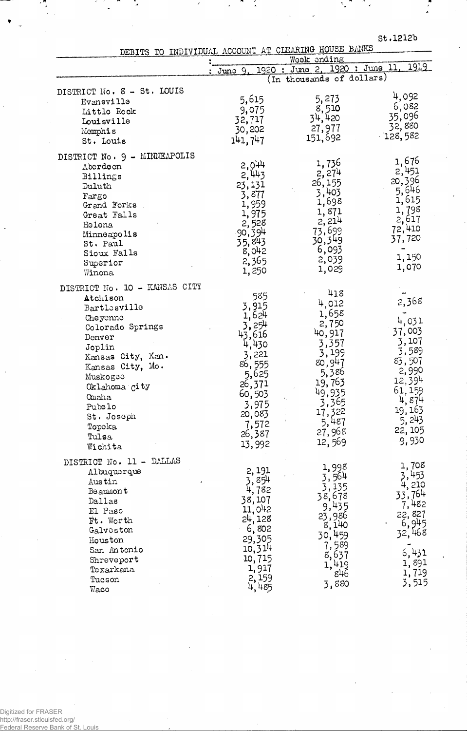St.1212b

DEBITS TO INDIVIDUAL ACCOUNT AT CLEARING HOUSE BANKS

| | Week ending | | |
|---|---|---|---|
| | June 9, 1920 | June 2, 1920 | June 11, 1919 |
| | (In thousands of dollars) | | |
| DISTRICT No. 8 - St. LOUIS | | | |
| Evansville | 5,615 | 5,273 | 4,092 |
| Little Rock | 9,075 | 8,510 | 6,082 |
| Louisville | 32,717 | 34,420 | 35,096 |
| Memphis | 30,202 | 27,977 | 32,880 |
| St. Louis | 141,747 | 151,692 | 128,582 |
| DISTRICT No. 9 - MINNEAPOLIS | | | |
| Aberdeen | 2,044 | 1,736 | 1,676 |
| Billings | 2,443 | 2,274 | 2,451 |
| Duluth | 23,131 | 26,155 | 20,396 |
| Fargo | 3,877 | 3,403 | 5,646 |
| Grand Forks | 1,959 | 1,698 | 1,615 |
| Great Falls | 1,975 | 1,871 | 1,798 |
| Helena | 2,528 | 2,214 | 2,617 |
| Minneapolis | 90,394 | 73,699 | 72,410 |
| St. Paul | 35,843 | 30,349 | 37,720 |
| Sioux Falls | 8,042 | 6,093 | - |
| Superior | 2,365 | 2,039 | 1,150 |
| Winona | 1,250 | 1,029 | 1,070 |
| DISTRICT No. 10 - KANSAS CITY | | | |
| Atchison | 585 | 418 | - |
| Bartlesville | 3,915 | 4,012 | 2,368 |
| Cheyenne | 1,624 | 1,658 | - |
| Colorado Springs | 3,254 | 2,750 | 4,031 |
| Denver | 43,616 | 40,917 | 37,003 |
| Joplin | 4,430 | 3,357 | 3,107 |
| Kansas City, Kan. | 3,221 | 3,199 | 3,589 |
| Kansas City, Mo. | 86,555 | 80,947 | 83,507 |
| Muskogee | 5,625 | 5,386 | 2,990 |
| Oklahoma City | 26,371 | 19,763 | 12,394 |
| Omaha | 60,503 | 49,935 | 61,159 |
| Pueblo | 3,975 | 3,365 | 4,874 |
| St. Joseph | 20,083 | 17,322 | 19,163 |
| Topeka | 7,572 | 5,487 | 5,243 |
| Tulsa | 26,387 | 27,968 | 22,105 |
| Wichita | 13,992 | 12,569 | 9,930 |
| DISTRICT No. 11 - DALLAS | | | |
| Albuquerque | 2,191 | 1,998 | 1,708 |
| Austin | 3,854 | 3,564 | 3,453 |
| Beaumont | 4,782 | 3,135 | 4,210 |
| Dallas | 38,107 | 38,678 | 33,764 |
| El Paso | 11,042 | 9,435 | 7,482 |
| Ft. Worth | 24,128 | 23,986 | 22,827 |
| Galveston | 6,802 | 8,140 | 6,945 |
| Houston | 29,305 | 30,459 | 32,468 |
| San Antonio | 10,314 | 7,589 | - |
| Shreveport | 10,715 | 8,637 | 6,431 |
| Texarkana | 1,917 | 1,419 | 1,891 |
| Tucson | 2,159 | 846 | 1,719 |
| Waco | 4,485 | 3,880 | 3,515 |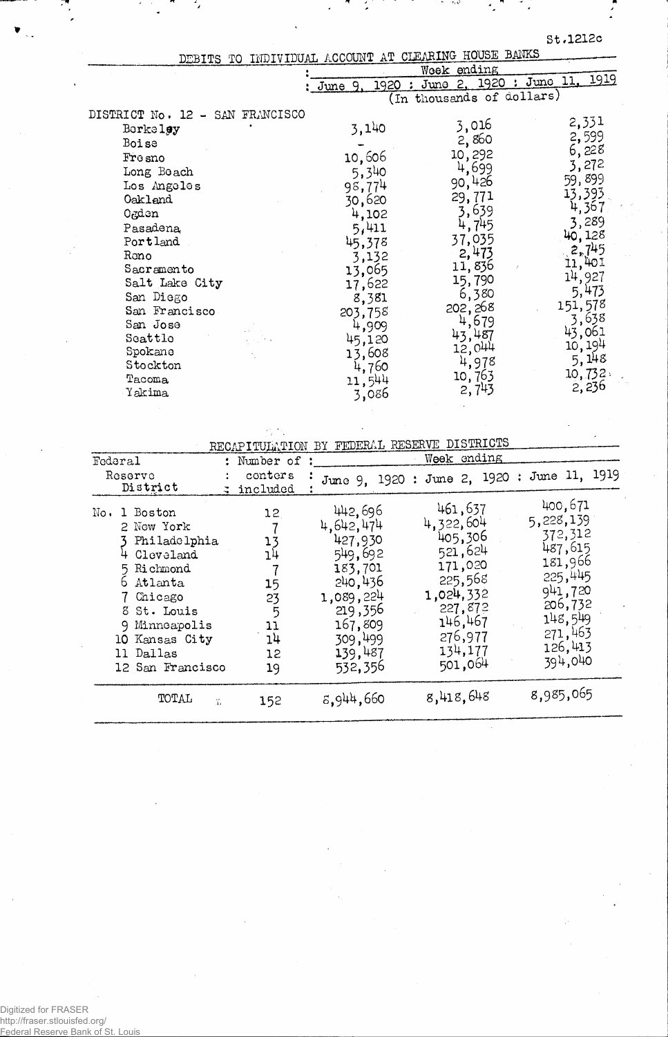St.1212c

## DEBITS TO INDIVIDUAL ACCOUNT AT CLEARING HOUSE BANKS

| | Week ending | | |
|---|---|---|---|
| | June 9, 1920 | June 2, 1920 | June 11, 1919 |
| | (In thousands of dollars) | | |
| DISTRICT No. 12 - SAN FRANCISCO | | | |
| Berkeley | 3,140 | 3,016 | 2,331 |
| Boise | - | 2,860 | 2,599 |
| Fresno | 10,606 | 10,292 | 6,228 |
| Long Beach | 5,340 | 4,699 | 3,272 |
| Los Angeles | 98,774 | 90,426 | 59,899 |
| Oakland | 30,620 | 29,771 | 13,393 |
| Ogden | 4,102 | 3,639 | 4,367 |
| Pasadena | 5,411 | 4,745 | 3,289 |
| Portland | 45,378 | 37,035 | 40,128 |
| Reno | 3,132 | 2,473 | 2,745 |
| Sacramento | 13,065 | 11,836 | 11,401 |
| Salt Lake City | 17,622 | 15,790 | 14,927 |
| San Diego | 8,381 | 6,380 | 5,473 |
| San Francisco | 203,758 | 202,268 | 151,578 |
| San Jose | 4,909 | 4,679 | 3,638 |
| Seattle | 45,120 | 43,487 | 43,061 |
| Spokane | 13,608 | 12,044 | 10,194 |
| Stockton | 4,760 | 4,978 | 5,148 |
| Tacoma | 11,544 | 10,763 | 10,732 |
| Yakima | 3,086 | 2,743 | 2,236 |

## RECAPITULATION BY FEDERAL RESERVE DISTRICTS

| Federal Reserve District | Number of centers included | Week ending June 9, 1920 | June 2, 1920 | June 11, 1919 |
|---|---|---|---|---|
| No. 1 Boston | 12 | 442,696 | 461,637 | 400,671 |
| 2 New York | 7 | 4,642,474 | 4,322,604 | 5,228,139 |
| 3 Philadelphia | 13 | 427,930 | 405,306 | 372,312 |
| 4 Cleveland | 14 | 549,692 | 521,624 | 487,615 |
| 5 Richmond | 7 | 183,701 | 171,020 | 181,966 |
| 6 Atlanta | 15 | 240,436 | 225,568 | 225,445 |
| 7 Chicago | 23 | 1,089,224 | 1,024,332 | 941,720 |
| 8 St. Louis | 5 | 219,356 | 227,872 | 206,732 |
| 9 Minneapolis | 11 | 167,809 | 146,467 | 148,549 |
| 10 Kansas City | 14 | 309,499 | 276,977 | 271,463 |
| 11 Dallas | 12 | 139,487 | 134,177 | 126,413 |
| 12 San Francisco | 19 | 532,356 | 501,064 | 394,040 |
| TOTAL | 152 | 8,944,660 | 8,418,648 | 8,985,065 |